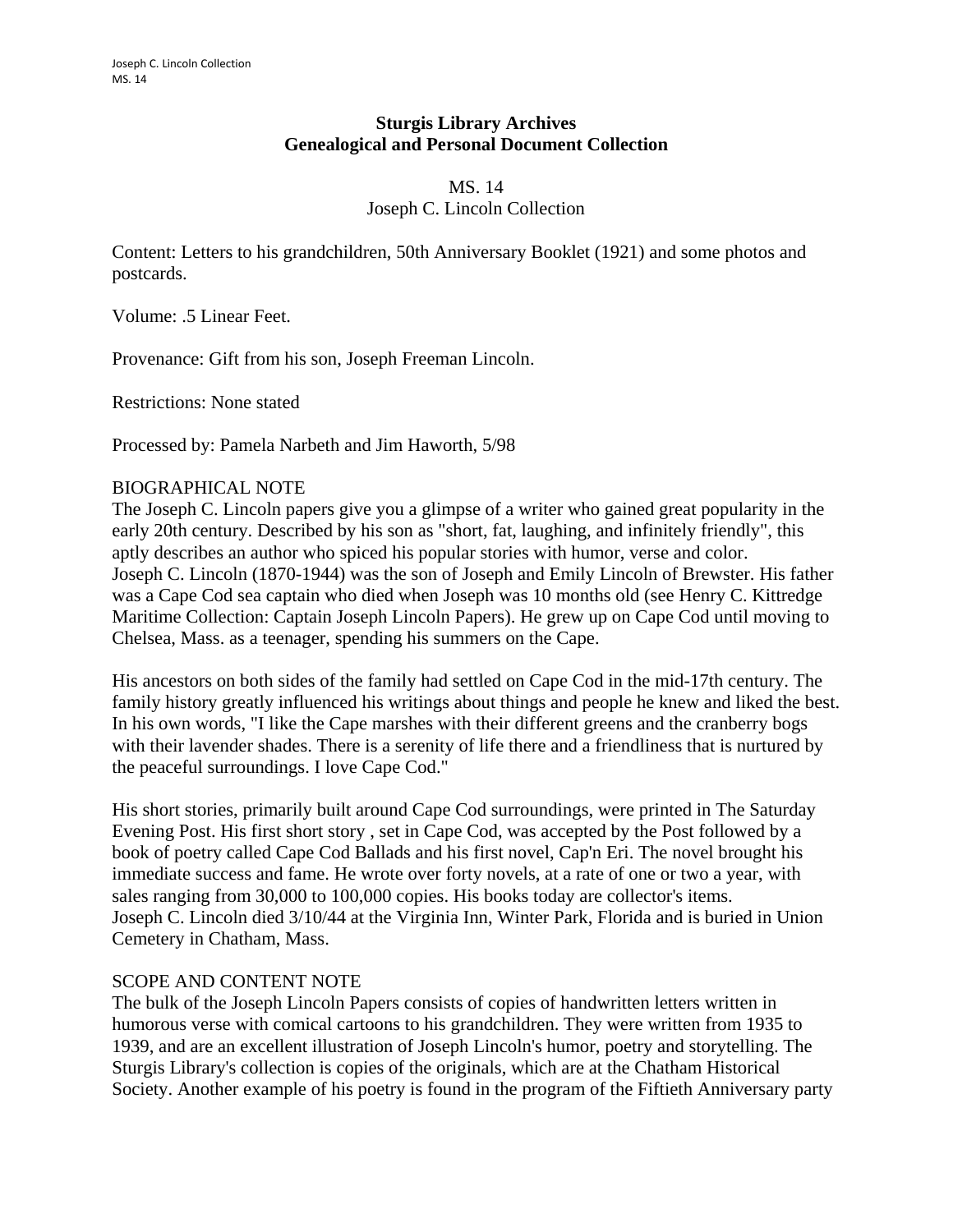**Sturgis Library Archives**
**Genealogical and Personal Document Collection**

MS. 14
Joseph C. Lincoln Collection

Content: Letters to his grandchildren, 50th Anniversary Booklet (1921) and some photos and postcards.

Volume: .5 Linear Feet.

Provenance: Gift from his son, Joseph Freeman Lincoln.

Restrictions: None stated

Processed by: Pamela Narbeth and Jim Haworth, 5/98

BIOGRAPHICAL NOTE

The Joseph C. Lincoln papers give you a glimpse of a writer who gained great popularity in the early 20th century. Described by his son as "short, fat, laughing, and infinitely friendly", this aptly describes an author who spiced his popular stories with humor, verse and color.
Joseph C. Lincoln (1870-1944) was the son of Joseph and Emily Lincoln of Brewster. His father was a Cape Cod sea captain who died when Joseph was 10 months old (see Henry C. Kittredge Maritime Collection: Captain Joseph Lincoln Papers). He grew up on Cape Cod until moving to Chelsea, Mass. as a teenager, spending his summers on the Cape.

His ancestors on both sides of the family had settled on Cape Cod in the mid-17th century. The family history greatly influenced his writings about things and people he knew and liked the best. In his own words, "I like the Cape marshes with their different greens and the cranberry bogs with their lavender shades. There is a serenity of life there and a friendliness that is nurtured by the peaceful surroundings. I love Cape Cod."

His short stories, primarily built around Cape Cod surroundings, were printed in The Saturday Evening Post. His first short story , set in Cape Cod, was accepted by the Post followed by a book of poetry called Cape Cod Ballads and his first novel, Cap'n Eri. The novel brought his immediate success and fame. He wrote over forty novels, at a rate of one or two a year, with sales ranging from 30,000 to 100,000 copies. His books today are collector's items.
Joseph C. Lincoln died 3/10/44 at the Virginia Inn, Winter Park, Florida and is buried in Union Cemetery in Chatham, Mass.

SCOPE AND CONTENT NOTE

The bulk of the Joseph Lincoln Papers consists of copies of handwritten letters written in humorous verse with comical cartoons to his grandchildren. They were written from 1935 to 1939, and are an excellent illustration of Joseph Lincoln's humor, poetry and storytelling. The Sturgis Library's collection is copies of the originals, which are at the Chatham Historical Society. Another example of his poetry is found in the program of the Fiftieth Anniversary party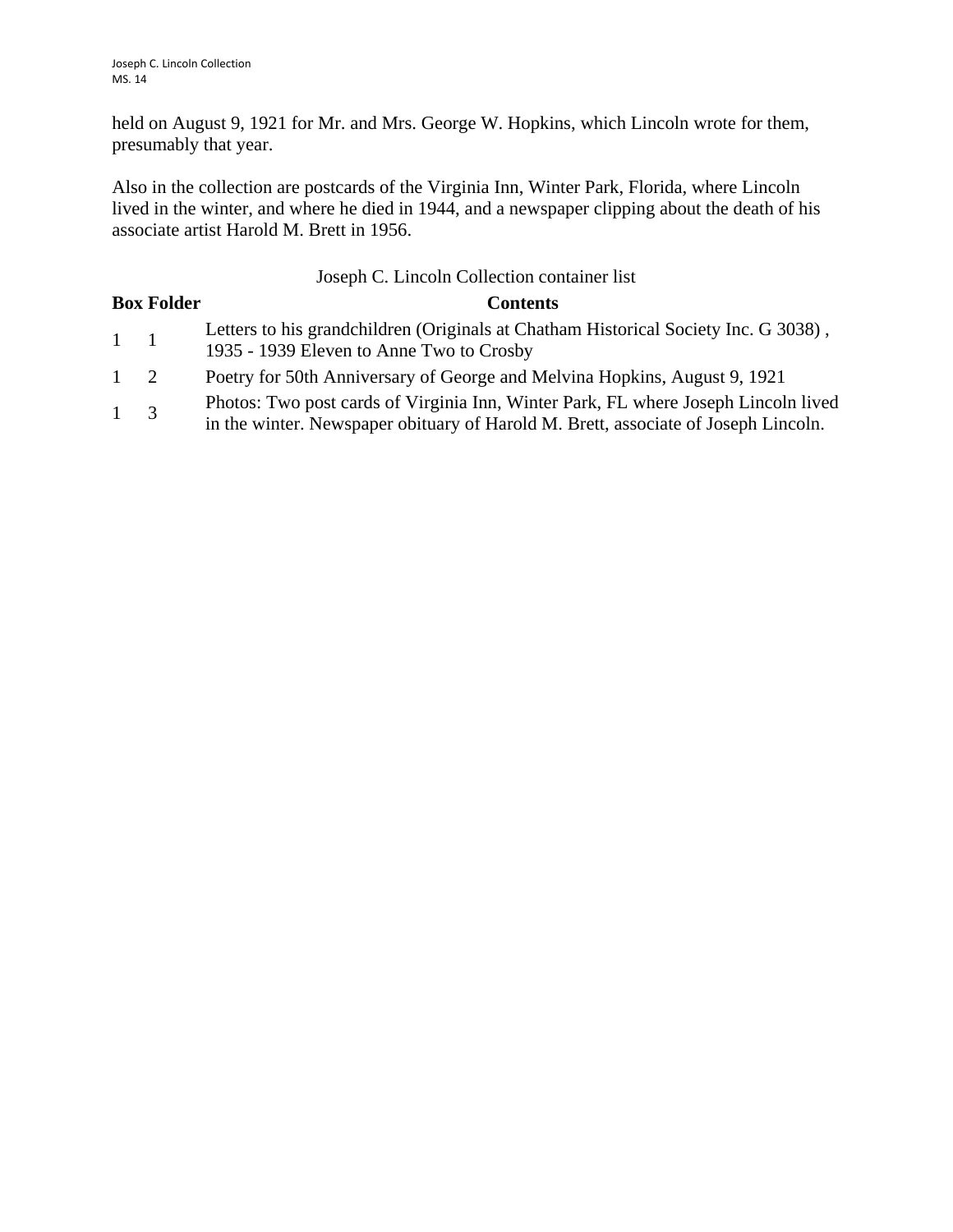held on August 9, 1921 for Mr. and Mrs. George W. Hopkins, which Lincoln wrote for them, presumably that year.

Also in the collection are postcards of the Virginia Inn, Winter Park, Florida, where Lincoln lived in the winter, and where he died in 1944, and a newspaper clipping about the death of his associate artist Harold M. Brett in 1956.

Joseph C. Lincoln Collection container list

| **Box** | **Folder** | **Contents** |
|---|---|---|
| 1 | 1 | Letters to his grandchildren (Originals at Chatham Historical Society Inc. G 3038) , 1935 - 1939 Eleven to Anne Two to Crosby |
| 1 | 2 | Poetry for 50th Anniversary of George and Melvina Hopkins, August 9, 1921 |
| 1 | 3 | Photos: Two post cards of Virginia Inn, Winter Park, FL where Joseph Lincoln lived in the winter. Newspaper obituary of Harold M. Brett, associate of Joseph Lincoln. |